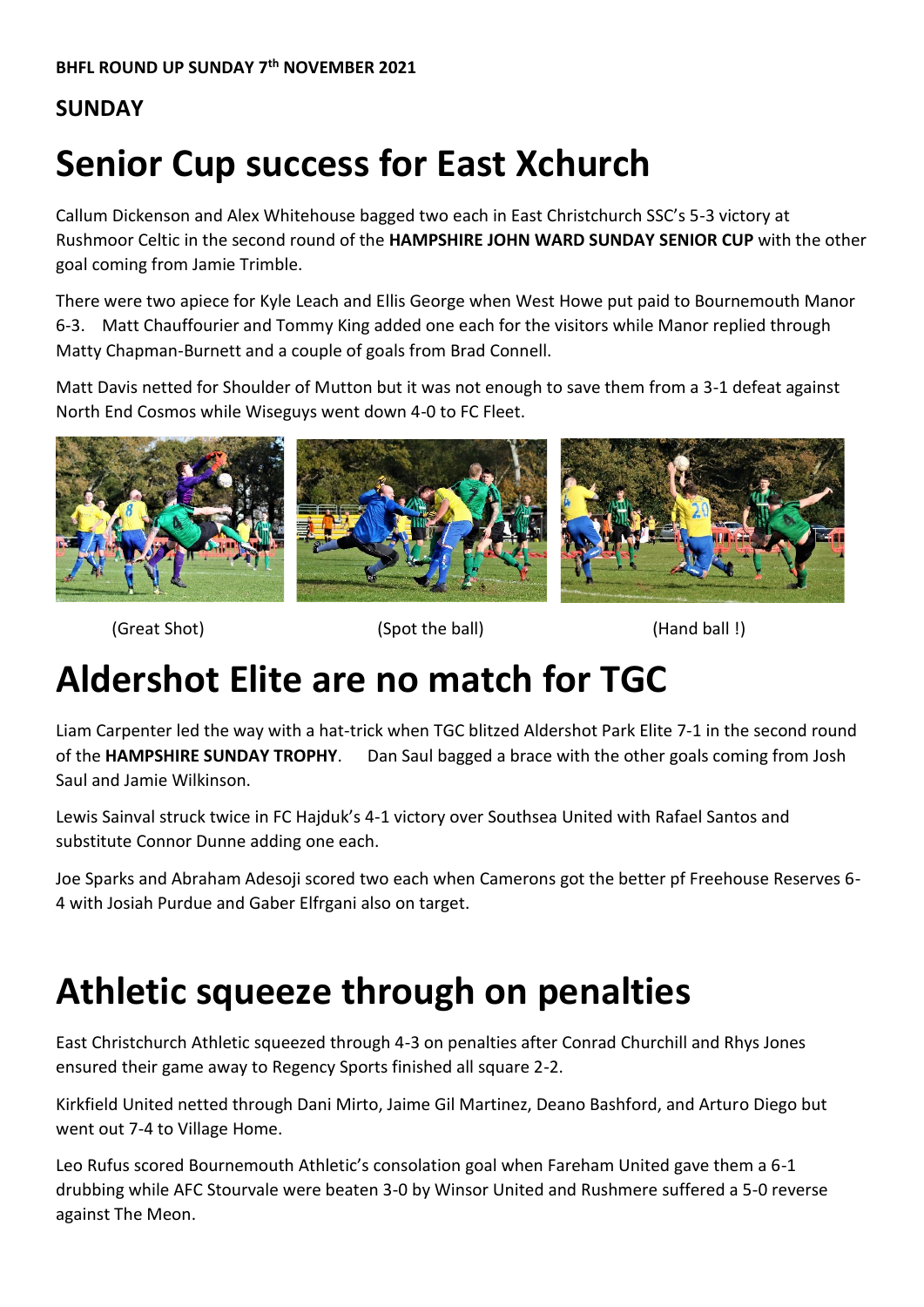BHFL ROUND UP SUNDAY 7th NOVEMBER 2021

## SUNDAY

# Senior Cup success for East Xchurch

Callum Dickenson and Alex Whitehouse bagged two each in East Christchurch SSC's 5-3 victory at Rushmoor Celtic in the second round of the **HAMPSHIRE JOHN WARD SUNDAY SENIOR CUP** with the other goal coming from Jamie Trimble.

There were two apiece for Kyle Leach and Ellis George when West Howe put paid to Bournemouth Manor 6-3. Matt Chauffourier and Tommy King added one each for the visitors while Manor replied through Matty Chapman-Burnett and a couple of goals from Brad Connell.

Matt Davis netted for Shoulder of Mutton but it was not enough to save them from a 3-1 defeat against North End Cosmos while Wiseguys went down 4-0 to FC Fleet.

(Great Shot) (Spot the ball) (Hand ball !)

# Aldershot Elite are no match for TGC

Liam Carpenter led the way with a hat-trick when TGC blitzed Aldershot Park Elite 7-1 in the second round of the **HAMPSHIRE SUNDAY TROPHY**. Dan Saul bagged a brace with the other goals coming from Josh Saul and Jamie Wilkinson.

Lewis Sainval struck twice in FC Hajduk's 4-1 victory over Southsea United with Rafael Santos and substitute Connor Dunne adding one each.

Joe Sparks and Abraham Adesoji scored two each when Camerons got the better pf Freehouse Reserves 6-4 with Josiah Purdue and Gaber Elfrgani also on target.

# Athletic squeeze through on penalties

East Christchurch Athletic squeezed through 4-3 on penalties after Conrad Churchill and Rhys Jones ensured their game away to Regency Sports finished all square 2-2.

Kirkfield United netted through Dani Mirto, Jaime Gil Martinez, Deano Bashford, and Arturo Diego but went out 7-4 to Village Home.

Leo Rufus scored Bournemouth Athletic's consolation goal when Fareham United gave them a 6-1 drubbing while AFC Stourvale were beaten 3-0 by Winsor United and Rushmere suffered a 5-0 reverse against The Meon.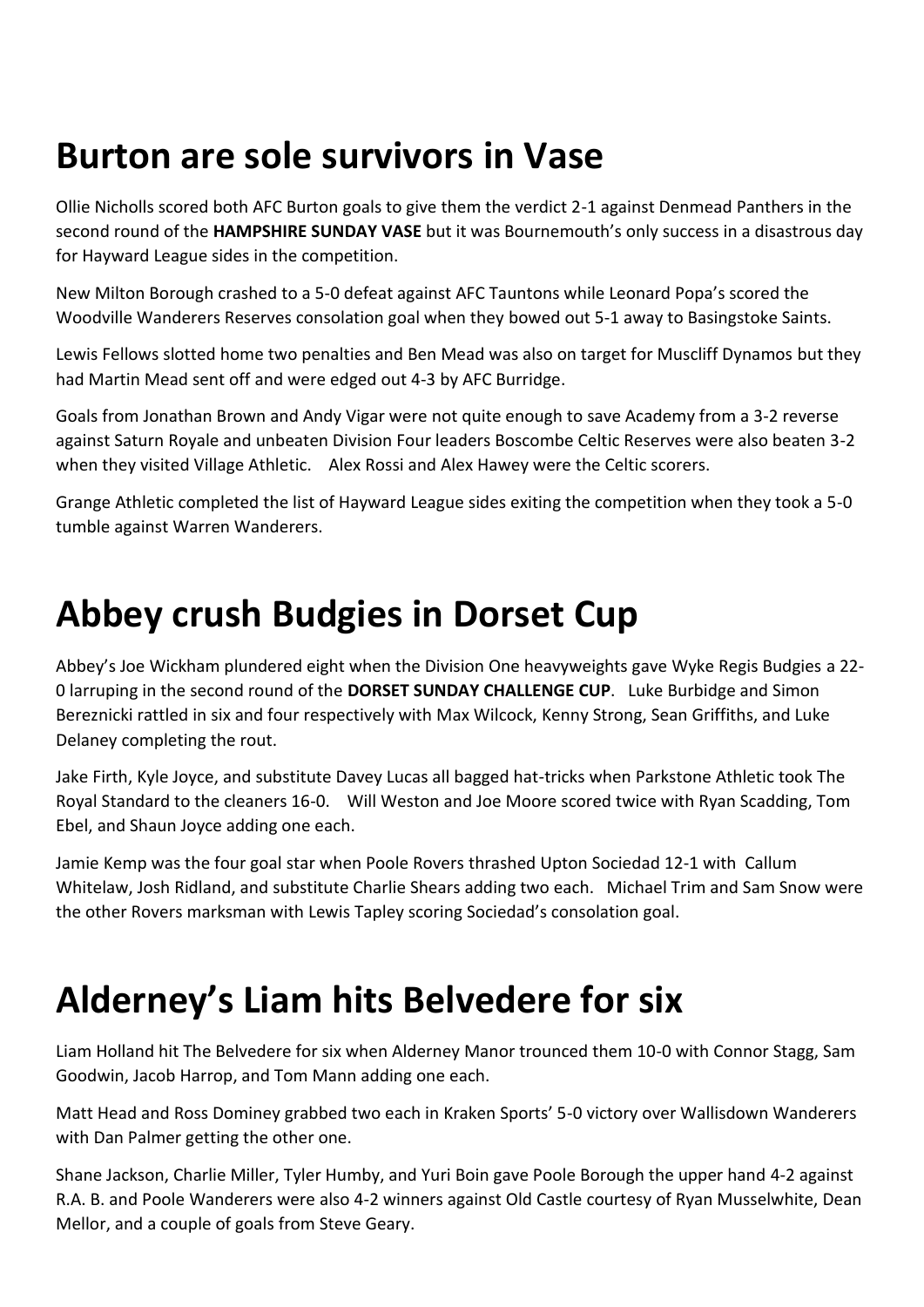# Burton are sole survivors in Vase

Ollie Nicholls scored both AFC Burton goals to give them the verdict 2-1 against Denmead Panthers in the second round of the **HAMPSHIRE SUNDAY VASE** but it was Bournemouth's only success in a disastrous day for Hayward League sides in the competition.

New Milton Borough crashed to a 5-0 defeat against AFC Tauntons while Leonard Popa's scored the Woodville Wanderers Reserves consolation goal when they bowed out 5-1 away to Basingstoke Saints.

Lewis Fellows slotted home two penalties and Ben Mead was also on target for Muscliff Dynamos but they had Martin Mead sent off and were edged out 4-3 by AFC Burridge.

Goals from Jonathan Brown and Andy Vigar were not quite enough to save Academy from a 3-2 reverse against Saturn Royale and unbeaten Division Four leaders Boscombe Celtic Reserves were also beaten 3-2 when they visited Village Athletic. Alex Rossi and Alex Hawey were the Celtic scorers.

Grange Athletic completed the list of Hayward League sides exiting the competition when they took a 5-0 tumble against Warren Wanderers.

# Abbey crush Budgies in Dorset Cup

Abbey's Joe Wickham plundered eight when the Division One heavyweights gave Wyke Regis Budgies a 22-0 larruping in the second round of the **DORSET SUNDAY CHALLENGE CUP**. Luke Burbidge and Simon Bereznicki rattled in six and four respectively with Max Wilcock, Kenny Strong, Sean Griffiths, and Luke Delaney completing the rout.

Jake Firth, Kyle Joyce, and substitute Davey Lucas all bagged hat-tricks when Parkstone Athletic took The Royal Standard to the cleaners 16-0. Will Weston and Joe Moore scored twice with Ryan Scadding, Tom Ebel, and Shaun Joyce adding one each.

Jamie Kemp was the four goal star when Poole Rovers thrashed Upton Sociedad 12-1 with Callum Whitelaw, Josh Ridland, and substitute Charlie Shears adding two each. Michael Trim and Sam Snow were the other Rovers marksman with Lewis Tapley scoring Sociedad's consolation goal.

# Alderney's Liam hits Belvedere for six

Liam Holland hit The Belvedere for six when Alderney Manor trounced them 10-0 with Connor Stagg, Sam Goodwin, Jacob Harrop, and Tom Mann adding one each.

Matt Head and Ross Dominey grabbed two each in Kraken Sports' 5-0 victory over Wallisdown Wanderers with Dan Palmer getting the other one.

Shane Jackson, Charlie Miller, Tyler Humby, and Yuri Boin gave Poole Borough the upper hand 4-2 against R.A. B. and Poole Wanderers were also 4-2 winners against Old Castle courtesy of Ryan Musselwhite, Dean Mellor, and a couple of goals from Steve Geary.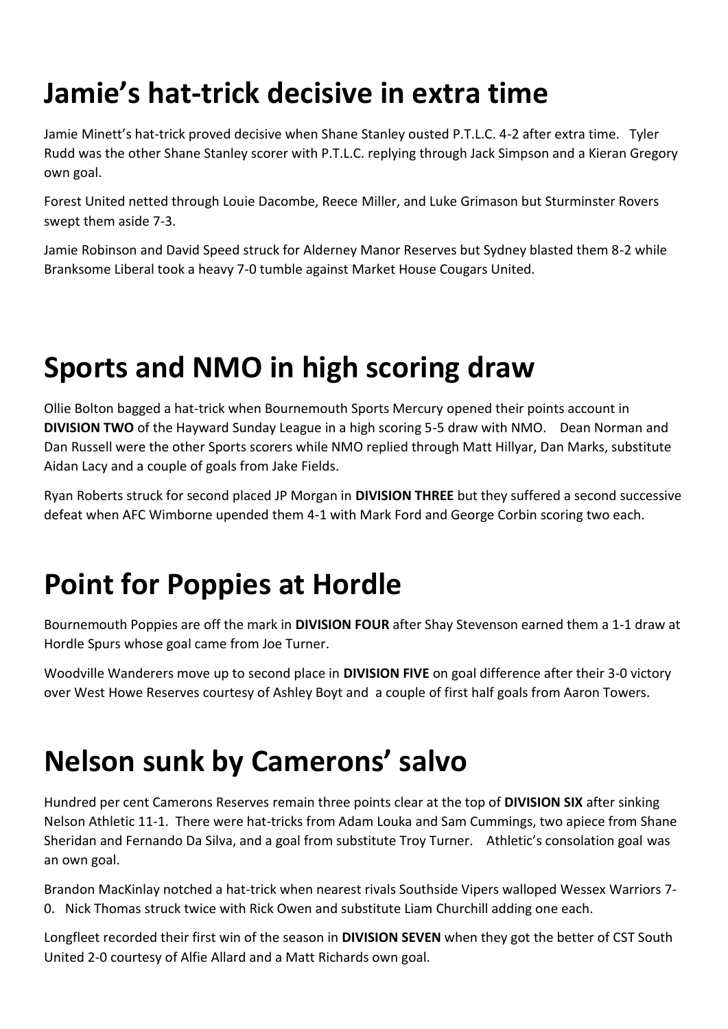# Jamie's hat-trick decisive in extra time

Jamie Minett's hat-trick proved decisive when Shane Stanley ousted P.T.L.C. 4-2 after extra time. Tyler Rudd was the other Shane Stanley scorer with P.T.L.C. replying through Jack Simpson and a Kieran Gregory own goal.

Forest United netted through Louie Dacombe, Reece Miller, and Luke Grimason but Sturminster Rovers swept them aside 7-3.

Jamie Robinson and David Speed struck for Alderney Manor Reserves but Sydney blasted them 8-2 while Branksome Liberal took a heavy 7-0 tumble against Market House Cougars United.

# Sports and NMO in high scoring draw

Ollie Bolton bagged a hat-trick when Bournemouth Sports Mercury opened their points account in **DIVISION TWO** of the Hayward Sunday League in a high scoring 5-5 draw with NMO. Dean Norman and Dan Russell were the other Sports scorers while NMO replied through Matt Hillyar, Dan Marks, substitute Aidan Lacy and a couple of goals from Jake Fields.

Ryan Roberts struck for second placed JP Morgan in **DIVISION THREE** but they suffered a second successive defeat when AFC Wimborne upended them 4-1 with Mark Ford and George Corbin scoring two each.

# Point for Poppies at Hordle

Bournemouth Poppies are off the mark in **DIVISION FOUR** after Shay Stevenson earned them a 1-1 draw at Hordle Spurs whose goal came from Joe Turner.

Woodville Wanderers move up to second place in **DIVISION FIVE** on goal difference after their 3-0 victory over West Howe Reserves courtesy of Ashley Boyt and a couple of first half goals from Aaron Towers.

# Nelson sunk by Camerons' salvo

Hundred per cent Camerons Reserves remain three points clear at the top of **DIVISION SIX** after sinking Nelson Athletic 11-1. There were hat-tricks from Adam Louka and Sam Cummings, two apiece from Shane Sheridan and Fernando Da Silva, and a goal from substitute Troy Turner. Athletic's consolation goal was an own goal.

Brandon MacKinlay notched a hat-trick when nearest rivals Southside Vipers walloped Wessex Warriors 7-0. Nick Thomas struck twice with Rick Owen and substitute Liam Churchill adding one each.

Longfleet recorded their first win of the season in **DIVISION SEVEN** when they got the better of CST South United 2-0 courtesy of Alfie Allard and a Matt Richards own goal.